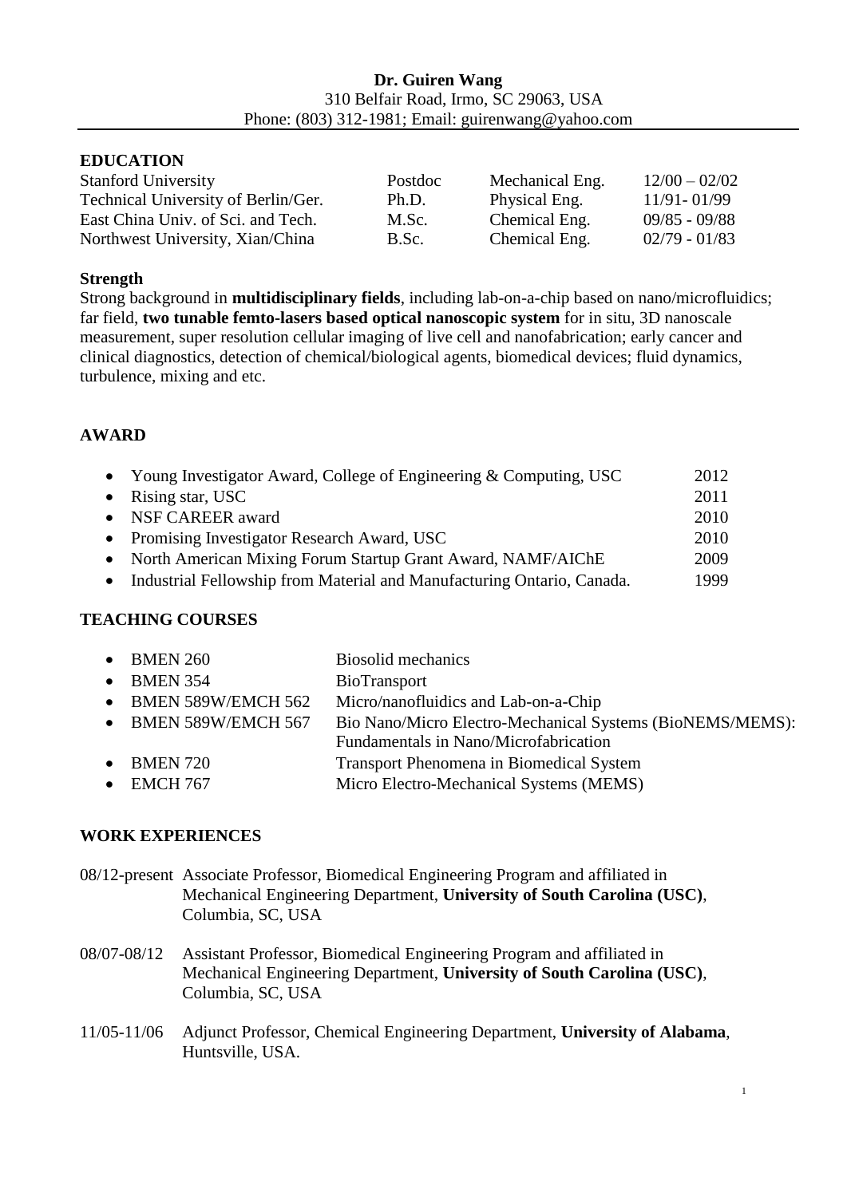**Dr. Guiren Wang**
310 Belfair Road, Irmo, SC 29063, USA
Phone: (803) 312-1981; Email: guirenwang@yahoo.com

## EDUCATION

| | | | |
|---|---|---|---|
| Stanford University | Postdoc | Mechanical Eng. | 12/00 – 02/02 |
| Technical University of Berlin/Ger. | Ph.D. | Physical Eng. | 11/91- 01/99 |
| East China Univ. of Sci. and Tech. | M.Sc. | Chemical Eng. | 09/85 - 09/88 |
| Northwest University, Xian/China | B.Sc. | Chemical Eng. | 02/79 - 01/83 |

### Strength

Strong background in **multidisciplinary fields**, including lab-on-a-chip based on nano/microfluidics; far field, **two tunable femto-lasers based optical nanoscopic system** for in situ, 3D nanoscale measurement, super resolution cellular imaging of live cell and nanofabrication; early cancer and clinical diagnostics, detection of chemical/biological agents, biomedical devices; fluid dynamics, turbulence, mixing and etc.

## AWARD

- Young Investigator Award, College of Engineering & Computing, USC 2012
- Rising star, USC 2011
- NSF CAREER award 2010
- Promising Investigator Research Award, USC 2010
- North American Mixing Forum Startup Grant Award, NAMF/AIChE 2009
- Industrial Fellowship from Material and Manufacturing Ontario, Canada. 1999

## TEACHING COURSES

- BMEN 260 Biosolid mechanics
- BMEN 354 BioTransport
- BMEN 589W/EMCH 562 Micro/nanofluidics and Lab-on-a-Chip
- BMEN 589W/EMCH 567 Bio Nano/Micro Electro-Mechanical Systems (BioNEMS/MEMS): Fundamentals in Nano/Microfabrication
- BMEN 720 Transport Phenomena in Biomedical System
- EMCH 767 Micro Electro-Mechanical Systems (MEMS)

## WORK EXPERIENCES

08/12-present Associate Professor, Biomedical Engineering Program and affiliated in Mechanical Engineering Department, **University of South Carolina (USC)**, Columbia, SC, USA

08/07-08/12 Assistant Professor, Biomedical Engineering Program and affiliated in Mechanical Engineering Department, **University of South Carolina (USC)**, Columbia, SC, USA

11/05-11/06 Adjunct Professor, Chemical Engineering Department, **University of Alabama**, Huntsville, USA.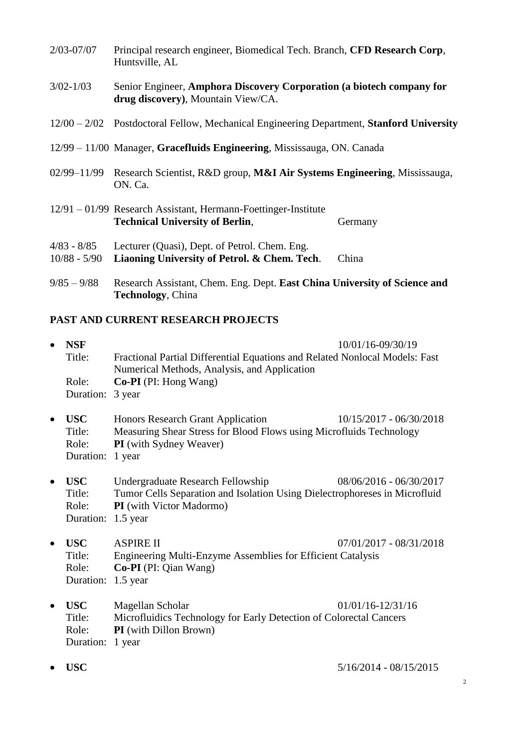2/03-07/07 Principal research engineer, Biomedical Tech. Branch, **CFD Research Corp**, Huntsville, AL

3/02-1/03 Senior Engineer, **Amphora Discovery Corporation (a biotech company for drug discovery)**, Mountain View/CA.

12/00 – 2/02 Postdoctoral Fellow, Mechanical Engineering Department, **Stanford University**

12/99 – 11/00 Manager, **Gracefluids Engineering**, Mississauga, ON. Canada

02/99–11/99 Research Scientist, R&D group, **M&I Air Systems Engineering**, Mississauga, ON. Ca.

12/91 – 01/99 Research Assistant, Hermann-Foettinger-Institute **Technical University of Berlin**, Germany

4/83 - 8/85 Lecturer (Quasi), Dept. of Petrol. Chem. Eng.
10/88 - 5/90 **Liaoning University of Petrol. & Chem. Tech**. China

9/85 – 9/88 Research Assistant, Chem. Eng. Dept. **East China University of Science and Technology**, China

## PAST AND CURRENT RESEARCH PROJECTS

- **NSF** 10/01/16-09/30/19
  Title: Fractional Partial Differential Equations and Related Nonlocal Models: Fast Numerical Methods, Analysis, and Application
  Role: **Co-PI** (PI: Hong Wang)
  Duration: 3 year

- **USC** Honors Research Grant Application 10/15/2017 - 06/30/2018
  Title: Measuring Shear Stress for Blood Flows using Microfluids Technology
  Role: **PI** (with Sydney Weaver)
  Duration: 1 year

- **USC** Undergraduate Research Fellowship 08/06/2016 - 06/30/2017
  Title: Tumor Cells Separation and Isolation Using Dielectrophoreses in Microfluid
  Role: **PI** (with Victor Madormo)
  Duration: 1.5 year

- **USC** ASPIRE II 07/01/2017 - 08/31/2018
  Title: Engineering Multi-Enzyme Assemblies for Efficient Catalysis
  Role: **Co-PI** (PI: Qian Wang)
  Duration: 1.5 year

- **USC** Magellan Scholar 01/01/16-12/31/16
  Title: Microfluidics Technology for Early Detection of Colorectal Cancers
  Role: **PI** (with Dillon Brown)
  Duration: 1 year

- **USC** 5/16/2014 - 08/15/2015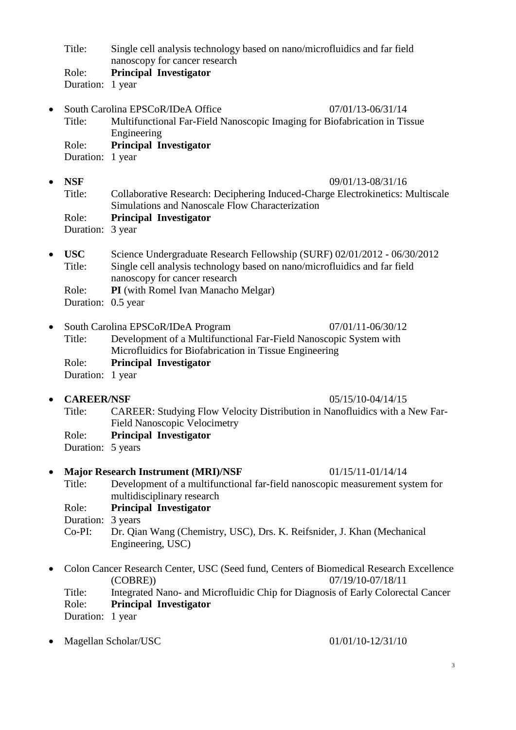Title: Single cell analysis technology based on nano/microfluidics and far field nanoscopy for cancer research
Role: **Principal Investigator**
Duration: 1 year

- South Carolina EPSCoR/IDeA Office 07/01/13-06/31/14
  Title: Multifunctional Far-Field Nanoscopic Imaging for Biofabrication in Tissue Engineering
  Role: **Principal Investigator**
  Duration: 1 year

- **NSF** 09/01/13-08/31/16
  Title: Collaborative Research: Deciphering Induced-Charge Electrokinetics: Multiscale Simulations and Nanoscale Flow Characterization
  Role: **Principal Investigator**
  Duration: 3 year

- **USC** Science Undergraduate Research Fellowship (SURF) 02/01/2012 - 06/30/2012
  Title: Single cell analysis technology based on nano/microfluidics and far field nanoscopy for cancer research
  Role: **PI** (with Romel Ivan Manacho Melgar)
  Duration: 0.5 year

- South Carolina EPSCoR/IDeA Program 07/01/11-06/30/12
  Title: Development of a Multifunctional Far-Field Nanoscopic System with Microfluidics for Biofabrication in Tissue Engineering
  Role: **Principal Investigator**
  Duration: 1 year

- **CAREER/NSF** 05/15/10-04/14/15
  Title: CAREER: Studying Flow Velocity Distribution in Nanofluidics with a New Far-Field Nanoscopic Velocimetry
  Role: **Principal Investigator**
  Duration: 5 years

- **Major Research Instrument (MRI)/NSF** 01/15/11-01/14/14
  Title: Development of a multifunctional far-field nanoscopic measurement system for multidisciplinary research
  Role: **Principal Investigator**
  Duration: 3 years
  Co-PI: Dr. Qian Wang (Chemistry, USC), Drs. K. Reifsnider, J. Khan (Mechanical Engineering, USC)

- Colon Cancer Research Center, USC (Seed fund, Centers of Biomedical Research Excellence (COBRE)) 07/19/10-07/18/11
  Title: Integrated Nano- and Microfluidic Chip for Diagnosis of Early Colorectal Cancer
  Role: **Principal Investigator**
  Duration: 1 year

- Magellan Scholar/USC 01/01/10-12/31/10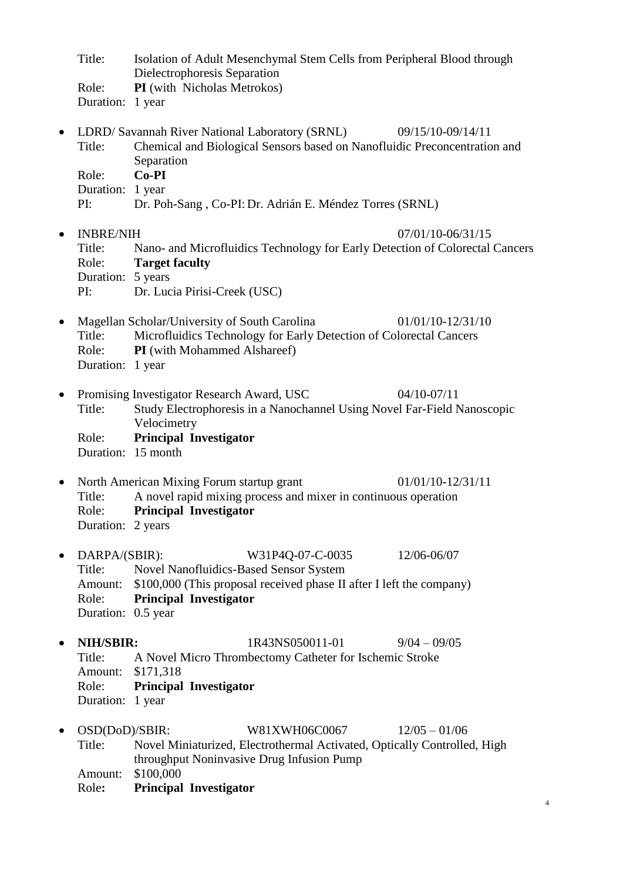Title: Isolation of Adult Mesenchymal Stem Cells from Peripheral Blood through Dielectrophoresis Separation
Role: **PI** (with Nicholas Metrokos)
Duration: 1 year

- LDRD/ Savannah River National Laboratory (SRNL) 09/15/10-09/14/11
  Title: Chemical and Biological Sensors based on Nanofluidic Preconcentration and Separation
  Role: **Co-PI**
  Duration: 1 year
  PI: Dr. Poh-Sang , Co-PI: Dr. Adrián E. Méndez Torres (SRNL)

- INBRE/NIH 07/01/10-06/31/15
  Title: Nano- and Microfluidics Technology for Early Detection of Colorectal Cancers
  Role: **Target faculty**
  Duration: 5 years
  PI: Dr. Lucia Pirisi-Creek (USC)

- Magellan Scholar/University of South Carolina 01/01/10-12/31/10
  Title: Microfluidics Technology for Early Detection of Colorectal Cancers
  Role: **PI** (with Mohammed Alshareef)
  Duration: 1 year

- Promising Investigator Research Award, USC 04/10-07/11
  Title: Study Electrophoresis in a Nanochannel Using Novel Far-Field Nanoscopic Velocimetry
  Role: **Principal Investigator**
  Duration: 15 month

- North American Mixing Forum startup grant 01/01/10-12/31/11
  Title: A novel rapid mixing process and mixer in continuous operation
  Role: **Principal Investigator**
  Duration: 2 years

- DARPA/(SBIR): W31P4Q-07-C-0035 12/06-06/07
  Title: Novel Nanofluidics-Based Sensor System
  Amount: $100,000 (This proposal received phase II after I left the company)
  Role: **Principal Investigator**
  Duration: 0.5 year

- **NIH/SBIR:** 1R43NS050011-01 9/04 – 09/05
  Title: A Novel Micro Thrombectomy Catheter for Ischemic Stroke
  Amount: $171,318
  Role: **Principal Investigator**
  Duration: 1 year

- OSD(DoD)/SBIR: W81XWH06C0067 12/05 – 01/06
  Title: Novel Miniaturized, Electrothermal Activated, Optically Controlled, High throughput Noninvasive Drug Infusion Pump
  Amount: $100,000
  Role**:** **Principal Investigator**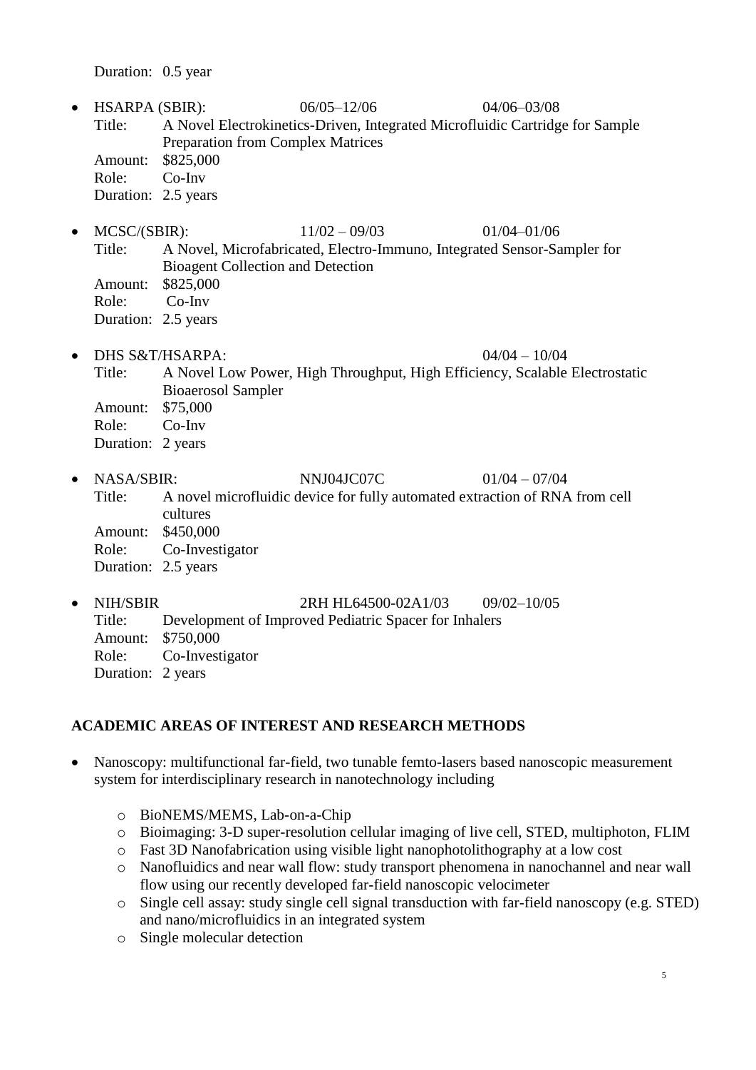Duration: 0.5 year

- HSARPA (SBIR): 06/05–12/06 04/06–03/08
  Title: A Novel Electrokinetics-Driven, Integrated Microfluidic Cartridge for Sample Preparation from Complex Matrices
  Amount: $825,000
  Role: Co-Inv
  Duration: 2.5 years

- MCSC/(SBIR): 11/02 – 09/03 01/04–01/06
  Title: A Novel, Microfabricated, Electro-Immuno, Integrated Sensor-Sampler for Bioagent Collection and Detection
  Amount: $825,000
  Role: Co-Inv
  Duration: 2.5 years

- DHS S&T/HSARPA: 04/04 – 10/04
  Title: A Novel Low Power, High Throughput, High Efficiency, Scalable Electrostatic Bioaerosol Sampler
  Amount: $75,000
  Role: Co-Inv
  Duration: 2 years

- NASA/SBIR: NNJ04JC07C 01/04 – 07/04
  Title: A novel microfluidic device for fully automated extraction of RNA from cell cultures
  Amount: $450,000
  Role: Co-Investigator
  Duration: 2.5 years

- NIH/SBIR 2RH HL64500-02A1/03 09/02–10/05
  Title: Development of Improved Pediatric Spacer for Inhalers
  Amount: $750,000
  Role: Co-Investigator
  Duration: 2 years

## ACADEMIC AREAS OF INTEREST AND RESEARCH METHODS

- Nanoscopy: multifunctional far-field, two tunable femto-lasers based nanoscopic measurement system for interdisciplinary research in nanotechnology including
  - BioNEMS/MEMS, Lab-on-a-Chip
  - Bioimaging: 3-D super-resolution cellular imaging of live cell, STED, multiphoton, FLIM
  - Fast 3D Nanofabrication using visible light nanophotolithography at a low cost
  - Nanofluidics and near wall flow: study transport phenomena in nanochannel and near wall flow using our recently developed far-field nanoscopic velocimeter
  - Single cell assay: study single cell signal transduction with far-field nanoscopy (e.g. STED) and nano/microfluidics in an integrated system
  - Single molecular detection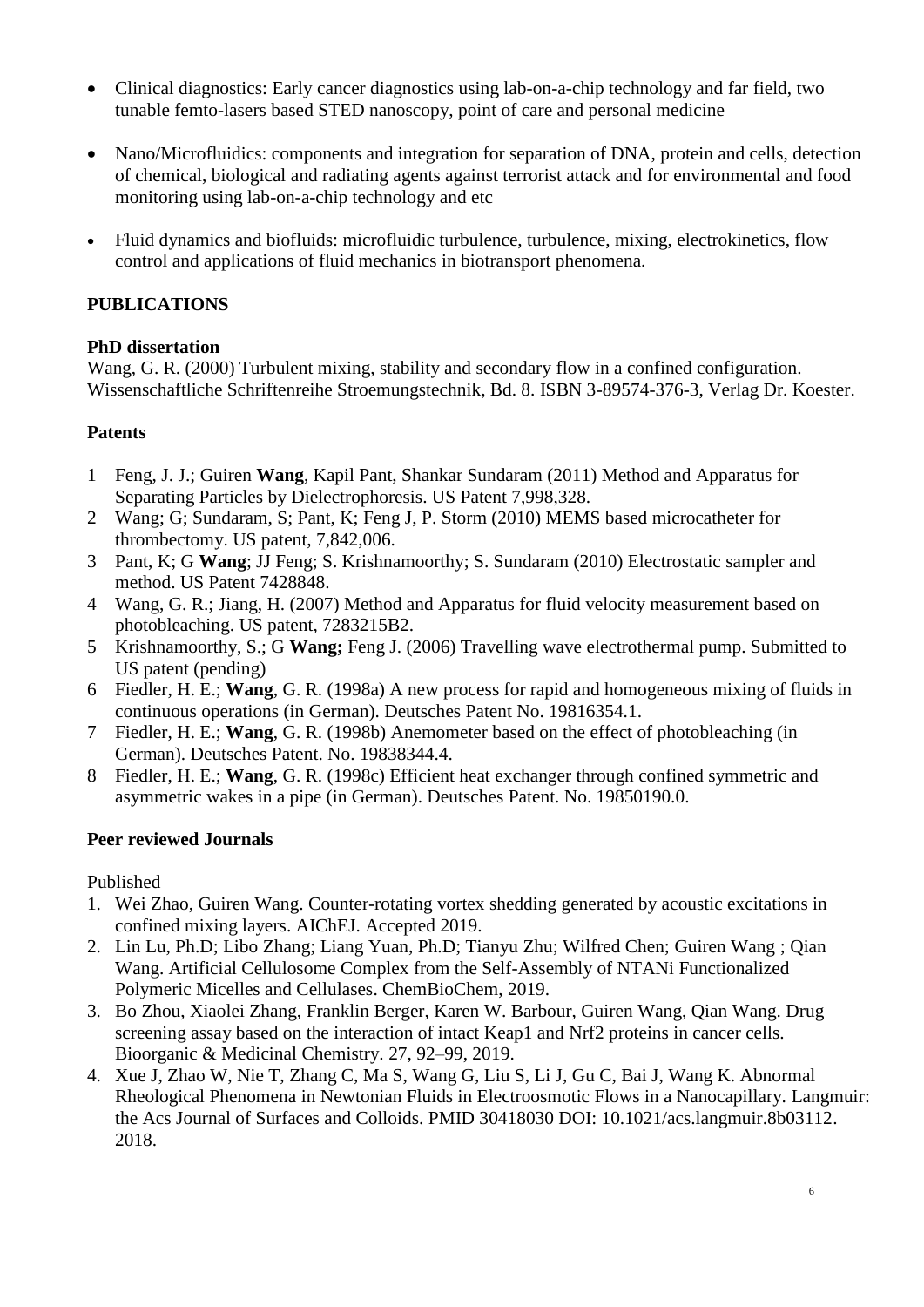- Clinical diagnostics: Early cancer diagnostics using lab-on-a-chip technology and far field, two tunable femto-lasers based STED nanoscopy, point of care and personal medicine

- Nano/Microfluidics: components and integration for separation of DNA, protein and cells, detection of chemical, biological and radiating agents against terrorist attack and for environmental and food monitoring using lab-on-a-chip technology and etc

- Fluid dynamics and biofluids: microfluidic turbulence, turbulence, mixing, electrokinetics, flow control and applications of fluid mechanics in biotransport phenomena.

## PUBLICATIONS

### PhD dissertation

Wang, G. R. (2000) Turbulent mixing, stability and secondary flow in a confined configuration. Wissenschaftliche Schriftenreihe Stroemungstechnik, Bd. 8. ISBN 3-89574-376-3, Verlag Dr. Koester.

### Patents

1 Feng, J. J.; Guiren **Wang**, Kapil Pant, Shankar Sundaram (2011) Method and Apparatus for Separating Particles by Dielectrophoresis. US Patent 7,998,328.
2 Wang; G; Sundaram, S; Pant, K; Feng J, P. Storm (2010) MEMS based microcatheter for thrombectomy. US patent, 7,842,006.
3 Pant, K; G **Wang**; JJ Feng; S. Krishnamoorthy; S. Sundaram (2010) Electrostatic sampler and method. US Patent 7428848.
4 Wang, G. R.; Jiang, H. (2007) Method and Apparatus for fluid velocity measurement based on photobleaching. US patent, 7283215B2.
5 Krishnamoorthy, S.; G **Wang;** Feng J. (2006) Travelling wave electrothermal pump. Submitted to US patent (pending)
6 Fiedler, H. E.; **Wang**, G. R. (1998a) A new process for rapid and homogeneous mixing of fluids in continuous operations (in German). Deutsches Patent No. 19816354.1.
7 Fiedler, H. E.; **Wang**, G. R. (1998b) Anemometer based on the effect of photobleaching (in German). Deutsches Patent. No. 19838344.4.
8 Fiedler, H. E.; **Wang**, G. R. (1998c) Efficient heat exchanger through confined symmetric and asymmetric wakes in a pipe (in German). Deutsches Patent. No. 19850190.0.

### Peer reviewed Journals

Published

1. Wei Zhao, Guiren Wang. Counter-rotating vortex shedding generated by acoustic excitations in confined mixing layers. AIChEJ. Accepted 2019.
2. Lin Lu, Ph.D; Libo Zhang; Liang Yuan, Ph.D; Tianyu Zhu; Wilfred Chen; Guiren Wang ; Qian Wang. Artificial Cellulosome Complex from the Self-Assembly of NTANi Functionalized Polymeric Micelles and Cellulases. ChemBioChem, 2019.
3. Bo Zhou, Xiaolei Zhang, Franklin Berger, Karen W. Barbour, Guiren Wang, Qian Wang. Drug screening assay based on the interaction of intact Keap1 and Nrf2 proteins in cancer cells. Bioorganic & Medicinal Chemistry. 27, 92–99, 2019.
4. Xue J, Zhao W, Nie T, Zhang C, Ma S, Wang G, Liu S, Li J, Gu C, Bai J, Wang K. Abnormal Rheological Phenomena in Newtonian Fluids in Electroosmotic Flows in a Nanocapillary. Langmuir: the Acs Journal of Surfaces and Colloids. PMID 30418030 DOI: 10.1021/acs.langmuir.8b03112. 2018.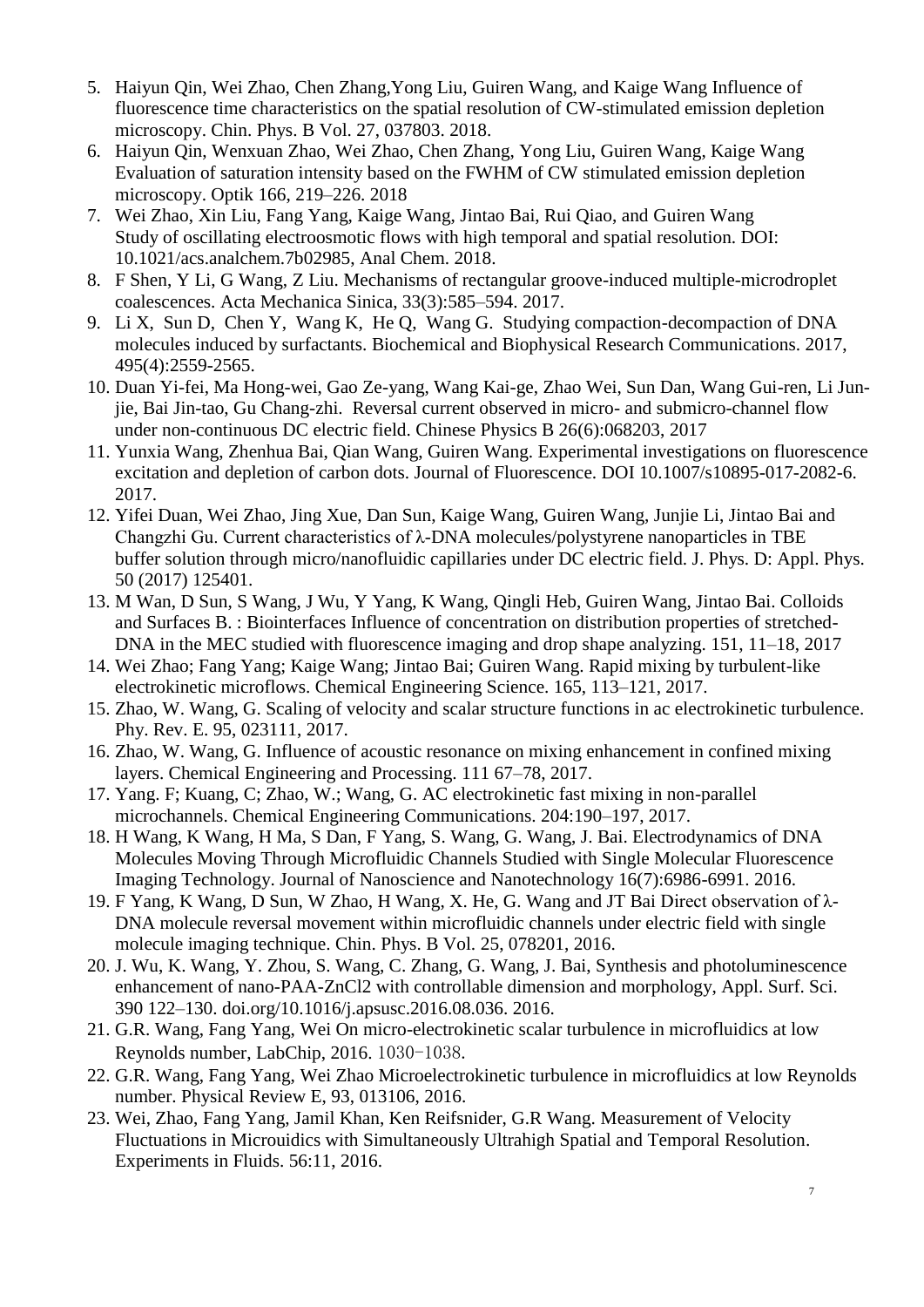5. Haiyun Qin, Wei Zhao, Chen Zhang,Yong Liu, Guiren Wang, and Kaige Wang Influence of fluorescence time characteristics on the spatial resolution of CW-stimulated emission depletion microscopy. Chin. Phys. B Vol. 27, 037803. 2018.
6. Haiyun Qin, Wenxuan Zhao, Wei Zhao, Chen Zhang, Yong Liu, Guiren Wang, Kaige Wang Evaluation of saturation intensity based on the FWHM of CW stimulated emission depletion microscopy. Optik 166, 219–226. 2018
7. Wei Zhao, Xin Liu, Fang Yang, Kaige Wang, Jintao Bai, Rui Qiao, and Guiren Wang Study of oscillating electroosmotic flows with high temporal and spatial resolution. DOI: 10.1021/acs.analchem.7b02985, Anal Chem. 2018.
8. F Shen, Y Li, G Wang, Z Liu. Mechanisms of rectangular groove-induced multiple-microdroplet coalescences. Acta Mechanica Sinica, 33(3):585–594. 2017.
9. Li X, Sun D, Chen Y, Wang K, He Q, Wang G. Studying compaction-decompaction of DNA molecules induced by surfactants. Biochemical and Biophysical Research Communications. 2017, 495(4):2559-2565.
10. Duan Yi-fei, Ma Hong-wei, Gao Ze-yang, Wang Kai-ge, Zhao Wei, Sun Dan, Wang Gui-ren, Li Jun-jie, Bai Jin-tao, Gu Chang-zhi. Reversal current observed in micro- and submicro-channel flow under non-continuous DC electric field. Chinese Physics B 26(6):068203, 2017
11. Yunxia Wang, Zhenhua Bai, Qian Wang, Guiren Wang. Experimental investigations on fluorescence excitation and depletion of carbon dots. Journal of Fluorescence. DOI 10.1007/s10895-017-2082-6. 2017.
12. Yifei Duan, Wei Zhao, Jing Xue, Dan Sun, Kaige Wang, Guiren Wang, Junjie Li, Jintao Bai and Changzhi Gu. Current characteristics of λ-DNA molecules/polystyrene nanoparticles in TBE buffer solution through micro/nanofluidic capillaries under DC electric field. J. Phys. D: Appl. Phys. 50 (2017) 125401.
13. M Wan, D Sun, S Wang, J Wu, Y Yang, K Wang, Qingli Heb, Guiren Wang, Jintao Bai. Colloids and Surfaces B. : Biointerfaces Influence of concentration on distribution properties of stretched-DNA in the MEC studied with fluorescence imaging and drop shape analyzing. 151, 11–18, 2017
14. Wei Zhao; Fang Yang; Kaige Wang; Jintao Bai; Guiren Wang. Rapid mixing by turbulent-like electrokinetic microflows. Chemical Engineering Science. 165, 113–121, 2017.
15. Zhao, W. Wang, G. Scaling of velocity and scalar structure functions in ac electrokinetic turbulence. Phy. Rev. E. 95, 023111, 2017.
16. Zhao, W. Wang, G. Influence of acoustic resonance on mixing enhancement in confined mixing layers. Chemical Engineering and Processing. 111 67–78, 2017.
17. Yang. F; Kuang, C; Zhao, W.; Wang, G. AC electrokinetic fast mixing in non-parallel microchannels. Chemical Engineering Communications. 204:190–197, 2017.
18. H Wang, K Wang, H Ma, S Dan, F Yang, S. Wang, G. Wang, J. Bai. Electrodynamics of DNA Molecules Moving Through Microfluidic Channels Studied with Single Molecular Fluorescence Imaging Technology. Journal of Nanoscience and Nanotechnology 16(7):6986-6991. 2016.
19. F Yang, K Wang, D Sun, W Zhao, H Wang, X. He, G. Wang and JT Bai Direct observation of λ-DNA molecule reversal movement within microfluidic channels under electric field with single molecule imaging technique. Chin. Phys. B Vol. 25, 078201, 2016.
20. J. Wu, K. Wang, Y. Zhou, S. Wang, C. Zhang, G. Wang, J. Bai, Synthesis and photoluminescence enhancement of nano-PAA-ZnCl2 with controllable dimension and morphology, Appl. Surf. Sci. 390 122–130. doi.org/10.1016/j.apsusc.2016.08.036. 2016.
21. G.R. Wang, Fang Yang, Wei On micro-electrokinetic scalar turbulence in microfluidics at low Reynolds number, LabChip, 2016. 1030-1038.
22. G.R. Wang, Fang Yang, Wei Zhao Microelectrokinetic turbulence in microfluidics at low Reynolds number. Physical Review E, 93, 013106, 2016.
23. Wei, Zhao, Fang Yang, Jamil Khan, Ken Reifsnider, G.R Wang. Measurement of Velocity Fluctuations in Microuidics with Simultaneously Ultrahigh Spatial and Temporal Resolution. Experiments in Fluids. 56:11, 2016.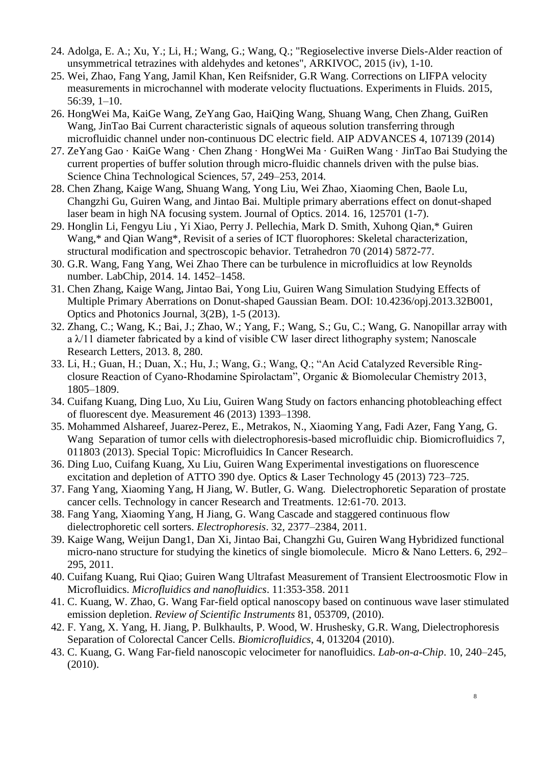24. Adolga, E. A.; Xu, Y.; Li, H.; Wang, G.; Wang, Q.; "Regioselective inverse Diels-Alder reaction of unsymmetrical tetrazines with aldehydes and ketones", ARKIVOC, 2015 (iv), 1-10.
25. Wei, Zhao, Fang Yang, Jamil Khan, Ken Reifsnider, G.R Wang. Corrections on LIFPA velocity measurements in microchannel with moderate velocity fluctuations. Experiments in Fluids. 2015, 56:39, 1–10.
26. HongWei Ma, KaiGe Wang, ZeYang Gao, HaiQing Wang, Shuang Wang, Chen Zhang, GuiRen Wang, JinTao Bai Current characteristic signals of aqueous solution transferring through microfluidic channel under non-continuous DC electric field. AIP ADVANCES 4, 107139 (2014)
27. ZeYang Gao · KaiGe Wang · Chen Zhang · HongWei Ma · GuiRen Wang · JinTao Bai Studying the current properties of buffer solution through micro-fluidic channels driven with the pulse bias. Science China Technological Sciences, 57, 249–253, 2014.
28. Chen Zhang, Kaige Wang, Shuang Wang, Yong Liu, Wei Zhao, Xiaoming Chen, Baole Lu, Changzhi Gu, Guiren Wang, and Jintao Bai. Multiple primary aberrations effect on donut-shaped laser beam in high NA focusing system. Journal of Optics. 2014. 16, 125701 (1-7).
29. Honglin Li, Fengyu Liu , Yi Xiao, Perry J. Pellechia, Mark D. Smith, Xuhong Qian,* Guiren Wang,* and Qian Wang*, Revisit of a series of ICT fluorophores: Skeletal characterization, structural modification and spectroscopic behavior. Tetrahedron 70 (2014) 5872-77.
30. G.R. Wang, Fang Yang, Wei Zhao There can be turbulence in microfluidics at low Reynolds number. LabChip, 2014. 14. 1452–1458.
31. Chen Zhang, Kaige Wang, Jintao Bai, Yong Liu, Guiren Wang Simulation Studying Effects of Multiple Primary Aberrations on Donut-shaped Gaussian Beam. DOI: 10.4236/opj.2013.32B001, Optics and Photonics Journal, 3(2B), 1-5 (2013).
32. Zhang, C.; Wang, K.; Bai, J.; Zhao, W.; Yang, F.; Wang, S.; Gu, C.; Wang, G. Nanopillar array with a $\lambda/11$ diameter fabricated by a kind of visible CW laser direct lithography system; Nanoscale Research Letters, 2013. 8, 280.
33. Li, H.; Guan, H.; Duan, X.; Hu, J.; Wang, G.; Wang, Q.; "An Acid Catalyzed Reversible Ring-closure Reaction of Cyano-Rhodamine Spirolactam", Organic & Biomolecular Chemistry 2013, 1805–1809.
34. Cuifang Kuang, Ding Luo, Xu Liu, Guiren Wang Study on factors enhancing photobleaching effect of fluorescent dye. Measurement 46 (2013) 1393–1398.
35. Mohammed Alshareef, Juarez-Perez, E., Metrakos, N., Xiaoming Yang, Fadi Azer, Fang Yang, G. Wang Separation of tumor cells with dielectrophoresis-based microfluidic chip. Biomicrofluidics 7, 011803 (2013). Special Topic: Microfluidics In Cancer Research.
36. Ding Luo, Cuifang Kuang, Xu Liu, Guiren Wang Experimental investigations on fluorescence excitation and depletion of ATTO 390 dye. Optics & Laser Technology 45 (2013) 723–725.
37. Fang Yang, Xiaoming Yang, H Jiang, W. Butler, G. Wang. Dielectrophoretic Separation of prostate cancer cells. Technology in cancer Research and Treatments. 12:61-70. 2013.
38. Fang Yang, Xiaoming Yang, H Jiang, G. Wang Cascade and staggered continuous flow dielectrophoretic cell sorters. *Electrophoresis*. 32, 2377–2384, 2011.
39. Kaige Wang, Weijun Dang1, Dan Xi, Jintao Bai, Changzhi Gu, Guiren Wang Hybridized functional micro-nano structure for studying the kinetics of single biomolecule. Micro & Nano Letters. 6, 292–295, 2011.
40. Cuifang Kuang, Rui Qiao; Guiren Wang Ultrafast Measurement of Transient Electroosmotic Flow in Microfluidics. *Microfluidics and nanofluidics*. 11:353-358. 2011
41. C. Kuang, W. Zhao, G. Wang Far-field optical nanoscopy based on continuous wave laser stimulated emission depletion. *Review of Scientific Instruments* 81, 053709, (2010).
42. F. Yang, X. Yang, H. Jiang, P. Bulkhaults, P. Wood, W. Hrushesky, G.R. Wang, Dielectrophoresis Separation of Colorectal Cancer Cells. *Biomicrofluidics*, 4, 013204 (2010).
43. C. Kuang, G. Wang Far-field nanoscopic velocimeter for nanofluidics. *Lab-on-a-Chip*. 10, 240–245, (2010).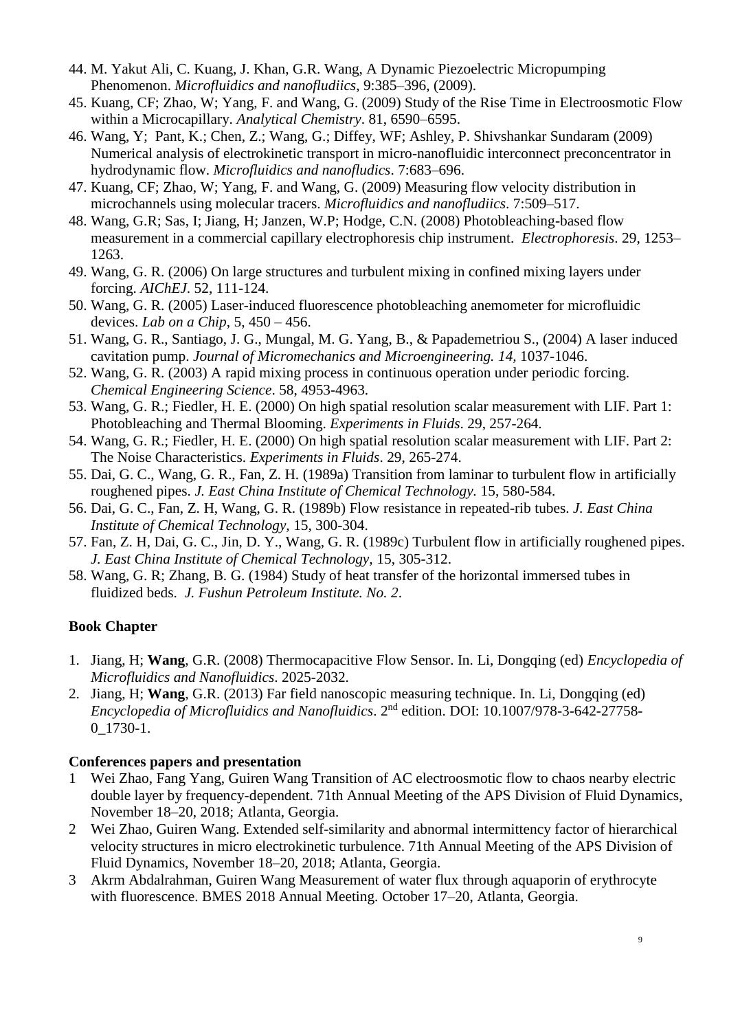44. M. Yakut Ali, C. Kuang, J. Khan, G.R. Wang, A Dynamic Piezoelectric Micropumping Phenomenon. *Microfluidics and nanofludiics*, 9:385–396, (2009).
45. Kuang, CF; Zhao, W; Yang, F. and Wang, G. (2009) Study of the Rise Time in Electroosmotic Flow within a Microcapillary. *Analytical Chemistry*. 81, 6590–6595.
46. Wang, Y; Pant, K.; Chen, Z.; Wang, G.; Diffey, WF; Ashley, P. Shivshankar Sundaram (2009) Numerical analysis of electrokinetic transport in micro-nanofluidic interconnect preconcentrator in hydrodynamic flow. *Microfluidics and nanofludics*. 7:683–696.
47. Kuang, CF; Zhao, W; Yang, F. and Wang, G. (2009) Measuring flow velocity distribution in microchannels using molecular tracers. *Microfluidics and nanofludiics*. 7:509–517.
48. Wang, G.R; Sas, I; Jiang, H; Janzen, W.P; Hodge, C.N. (2008) Photobleaching-based flow measurement in a commercial capillary electrophoresis chip instrument. *Electrophoresis*. 29, 1253–1263.
49. Wang, G. R. (2006) On large structures and turbulent mixing in confined mixing layers under forcing. *AIChEJ*. 52, 111-124.
50. Wang, G. R. (2005) Laser-induced fluorescence photobleaching anemometer for microfluidic devices. *Lab on a Chip*, 5, 450 – 456.
51. Wang, G. R., Santiago, J. G., Mungal, M. G. Yang, B., & Papademetriou S., (2004) A laser induced cavitation pump. *Journal of Micromechanics and Microengineering. 14,* 1037-1046.
52. Wang, G. R. (2003) A rapid mixing process in continuous operation under periodic forcing. *Chemical Engineering Science*. 58, 4953-4963.
53. Wang, G. R.; Fiedler, H. E. (2000) On high spatial resolution scalar measurement with LIF. Part 1: Photobleaching and Thermal Blooming. *Experiments in Fluids*. 29, 257-264.
54. Wang, G. R.; Fiedler, H. E. (2000) On high spatial resolution scalar measurement with LIF. Part 2: The Noise Characteristics. *Experiments in Fluids*. 29, 265-274.
55. Dai, G. C., Wang, G. R., Fan, Z. H. (1989a) Transition from laminar to turbulent flow in artificially roughened pipes. *J. East China Institute of Chemical Technology.* 15, 580-584.
56. Dai, G. C., Fan, Z. H, Wang, G. R. (1989b) Flow resistance in repeated-rib tubes. *J. East China Institute of Chemical Technology,* 15, 300-304.
57. Fan, Z. H, Dai, G. C., Jin, D. Y., Wang, G. R. (1989c) Turbulent flow in artificially roughened pipes. *J. East China Institute of Chemical Technology,* 15, 305-312.
58. Wang, G. R; Zhang, B. G. (1984) Study of heat transfer of the horizontal immersed tubes in fluidized beds. *J. Fushun Petroleum Institute. No. 2*.

## Book Chapter

1. Jiang, H; **Wang**, G.R. (2008) Thermocapacitive Flow Sensor. In. Li, Dongqing (ed) *Encyclopedia of Microfluidics and Nanofluidics*. 2025-2032.
2. Jiang, H; **Wang**, G.R. (2013) Far field nanoscopic measuring technique. In. Li, Dongqing (ed) *Encyclopedia of Microfluidics and Nanofluidics*. 2nd edition. DOI: 10.1007/978-3-642-27758-0_1730-1.

## Conferences papers and presentation

1. Wei Zhao, Fang Yang, Guiren Wang Transition of AC electroosmotic flow to chaos nearby electric double layer by frequency-dependent. 71th Annual Meeting of the APS Division of Fluid Dynamics, November 18–20, 2018; Atlanta, Georgia.
2. Wei Zhao, Guiren Wang. Extended self-similarity and abnormal intermittency factor of hierarchical velocity structures in micro electrokinetic turbulence. 71th Annual Meeting of the APS Division of Fluid Dynamics, November 18–20, 2018; Atlanta, Georgia.
3. Akrm Abdalrahman, Guiren Wang Measurement of water flux through aquaporin of erythrocyte with fluorescence. BMES 2018 Annual Meeting. October 17–20, Atlanta, Georgia.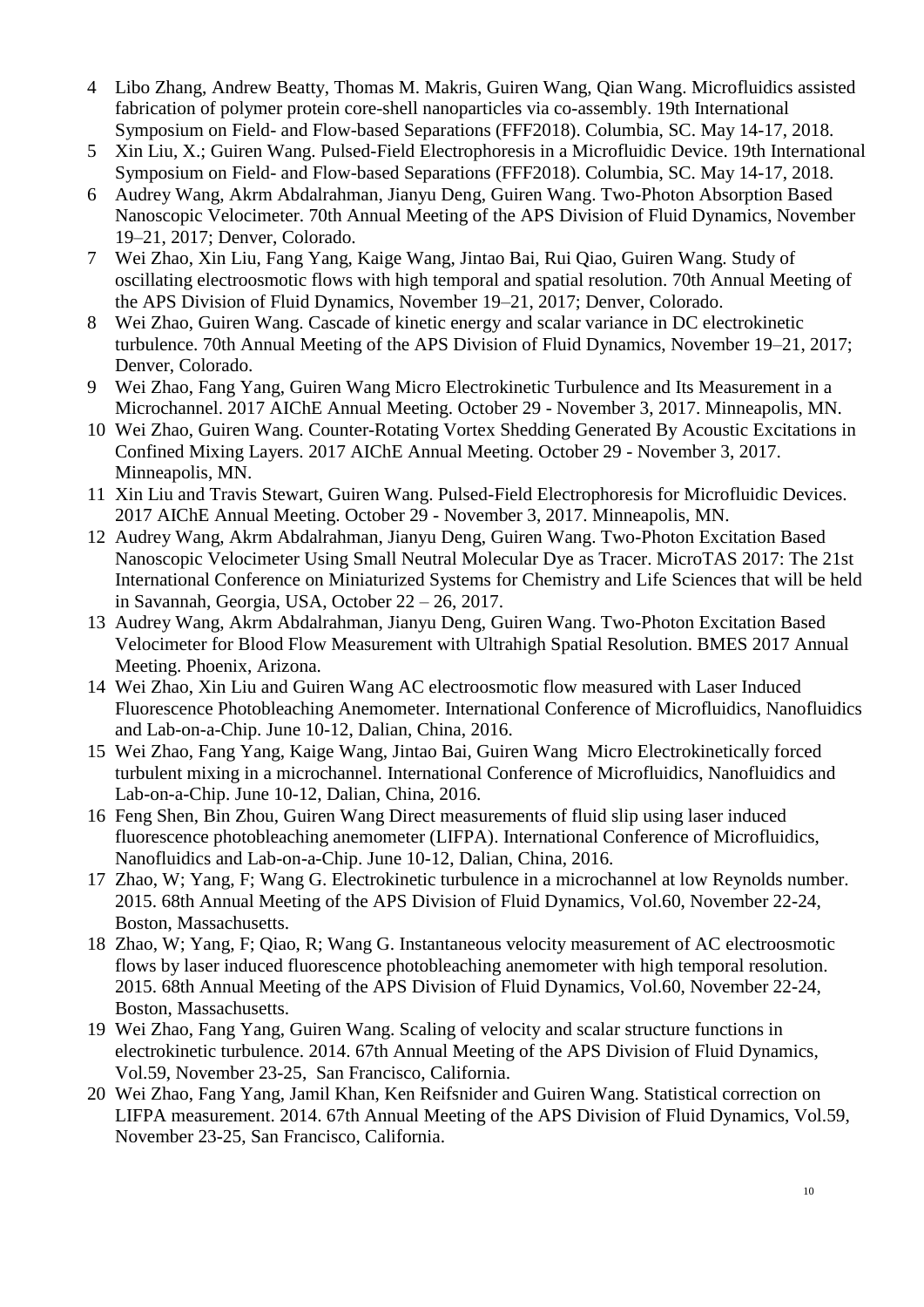4 Libo Zhang, Andrew Beatty, Thomas M. Makris, Guiren Wang, Qian Wang. Microfluidics assisted fabrication of polymer protein core-shell nanoparticles via co-assembly. 19th International Symposium on Field- and Flow-based Separations (FFF2018). Columbia, SC. May 14-17, 2018.

5 Xin Liu, X.; Guiren Wang. Pulsed-Field Electrophoresis in a Microfluidic Device. 19th International Symposium on Field- and Flow-based Separations (FFF2018). Columbia, SC. May 14-17, 2018.

6 Audrey Wang, Akrm Abdalrahman, Jianyu Deng, Guiren Wang. Two-Photon Absorption Based Nanoscopic Velocimeter. 70th Annual Meeting of the APS Division of Fluid Dynamics, November 19–21, 2017; Denver, Colorado.

7 Wei Zhao, Xin Liu, Fang Yang, Kaige Wang, Jintao Bai, Rui Qiao, Guiren Wang. Study of oscillating electroosmotic flows with high temporal and spatial resolution. 70th Annual Meeting of the APS Division of Fluid Dynamics, November 19–21, 2017; Denver, Colorado.

8 Wei Zhao, Guiren Wang. Cascade of kinetic energy and scalar variance in DC electrokinetic turbulence. 70th Annual Meeting of the APS Division of Fluid Dynamics, November 19–21, 2017; Denver, Colorado.

9 Wei Zhao, Fang Yang, Guiren Wang Micro Electrokinetic Turbulence and Its Measurement in a Microchannel. 2017 AIChE Annual Meeting. October 29 - November 3, 2017. Minneapolis, MN.

10 Wei Zhao, Guiren Wang. Counter-Rotating Vortex Shedding Generated By Acoustic Excitations in Confined Mixing Layers. 2017 AIChE Annual Meeting. October 29 - November 3, 2017. Minneapolis, MN.

11 Xin Liu and Travis Stewart, Guiren Wang. Pulsed-Field Electrophoresis for Microfluidic Devices. 2017 AIChE Annual Meeting. October 29 - November 3, 2017. Minneapolis, MN.

12 Audrey Wang, Akrm Abdalrahman, Jianyu Deng, Guiren Wang. Two-Photon Excitation Based Nanoscopic Velocimeter Using Small Neutral Molecular Dye as Tracer. MicroTAS 2017: The 21st International Conference on Miniaturized Systems for Chemistry and Life Sciences that will be held in Savannah, Georgia, USA, October 22 – 26, 2017.

13 Audrey Wang, Akrm Abdalrahman, Jianyu Deng, Guiren Wang. Two-Photon Excitation Based Velocimeter for Blood Flow Measurement with Ultrahigh Spatial Resolution. BMES 2017 Annual Meeting. Phoenix, Arizona.

14 Wei Zhao, Xin Liu and Guiren Wang AC electroosmotic flow measured with Laser Induced Fluorescence Photobleaching Anemometer. International Conference of Microfluidics, Nanofluidics and Lab-on-a-Chip. June 10-12, Dalian, China, 2016.

15 Wei Zhao, Fang Yang, Kaige Wang, Jintao Bai, Guiren Wang Micro Electrokinetically forced turbulent mixing in a microchannel. International Conference of Microfluidics, Nanofluidics and Lab-on-a-Chip. June 10-12, Dalian, China, 2016.

16 Feng Shen, Bin Zhou, Guiren Wang Direct measurements of fluid slip using laser induced fluorescence photobleaching anemometer (LIFPA). International Conference of Microfluidics, Nanofluidics and Lab-on-a-Chip. June 10-12, Dalian, China, 2016.

17 Zhao, W; Yang, F; Wang G. Electrokinetic turbulence in a microchannel at low Reynolds number. 2015. 68th Annual Meeting of the APS Division of Fluid Dynamics, Vol.60, November 22-24, Boston, Massachusetts.

18 Zhao, W; Yang, F; Qiao, R; Wang G. Instantaneous velocity measurement of AC electroosmotic flows by laser induced fluorescence photobleaching anemometer with high temporal resolution. 2015. 68th Annual Meeting of the APS Division of Fluid Dynamics, Vol.60, November 22-24, Boston, Massachusetts.

19 Wei Zhao, Fang Yang, Guiren Wang. Scaling of velocity and scalar structure functions in electrokinetic turbulence. 2014. 67th Annual Meeting of the APS Division of Fluid Dynamics, Vol.59, November 23-25, San Francisco, California.

20 Wei Zhao, Fang Yang, Jamil Khan, Ken Reifsnider and Guiren Wang. Statistical correction on LIFPA measurement. 2014. 67th Annual Meeting of the APS Division of Fluid Dynamics, Vol.59, November 23-25, San Francisco, California.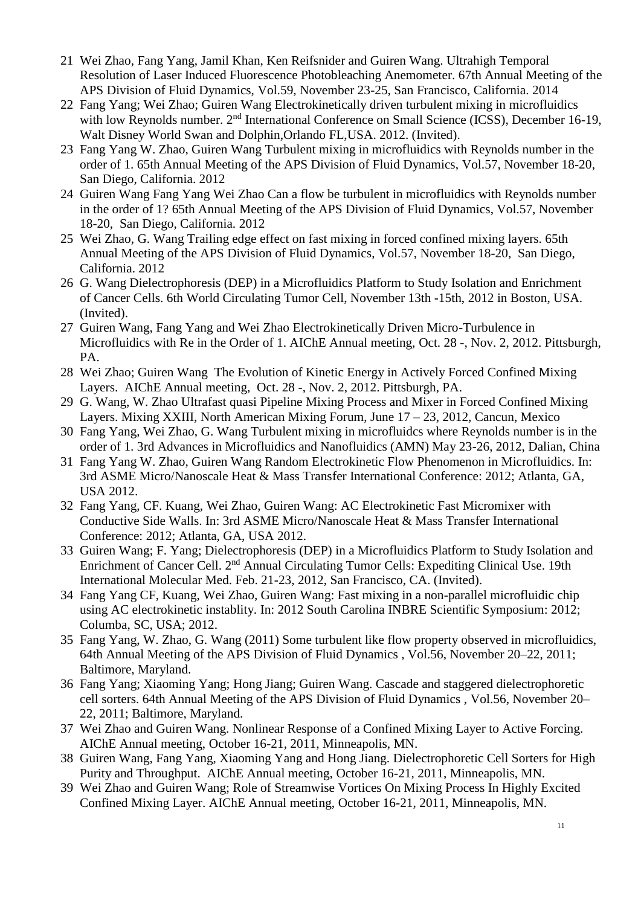21 Wei Zhao, Fang Yang, Jamil Khan, Ken Reifsnider and Guiren Wang. Ultrahigh Temporal Resolution of Laser Induced Fluorescence Photobleaching Anemometer. 67th Annual Meeting of the APS Division of Fluid Dynamics, Vol.59, November 23-25, San Francisco, California. 2014

22 Fang Yang; Wei Zhao; Guiren Wang Electrokinetically driven turbulent mixing in microfluidics with low Reynolds number. 2nd International Conference on Small Science (ICSS), December 16-19, Walt Disney World Swan and Dolphin,Orlando FL,USA. 2012. (Invited).

23 Fang Yang W. Zhao, Guiren Wang Turbulent mixing in microfluidics with Reynolds number in the order of 1. 65th Annual Meeting of the APS Division of Fluid Dynamics, Vol.57, November 18-20, San Diego, California. 2012

24 Guiren Wang Fang Yang Wei Zhao Can a flow be turbulent in microfluidics with Reynolds number in the order of 1? 65th Annual Meeting of the APS Division of Fluid Dynamics, Vol.57, November 18-20, San Diego, California. 2012

25 Wei Zhao, G. Wang Trailing edge effect on fast mixing in forced confined mixing layers. 65th Annual Meeting of the APS Division of Fluid Dynamics, Vol.57, November 18-20, San Diego, California. 2012

26 G. Wang Dielectrophoresis (DEP) in a Microfluidics Platform to Study Isolation and Enrichment of Cancer Cells. 6th World Circulating Tumor Cell, November 13th -15th, 2012 in Boston, USA. (Invited).

27 Guiren Wang, Fang Yang and Wei Zhao Electrokinetically Driven Micro-Turbulence in Microfluidics with Re in the Order of 1. AIChE Annual meeting, Oct. 28 -, Nov. 2, 2012. Pittsburgh, PA.

28 Wei Zhao; Guiren Wang The Evolution of Kinetic Energy in Actively Forced Confined Mixing Layers. AIChE Annual meeting, Oct. 28 -, Nov. 2, 2012. Pittsburgh, PA.

29 G. Wang, W. Zhao Ultrafast quasi Pipeline Mixing Process and Mixer in Forced Confined Mixing Layers. Mixing XXIII, North American Mixing Forum, June 17 – 23, 2012, Cancun, Mexico

30 Fang Yang, Wei Zhao, G. Wang Turbulent mixing in microfluidcs where Reynolds number is in the order of 1. 3rd Advances in Microfluidics and Nanofluidics (AMN) May 23-26, 2012, Dalian, China

31 Fang Yang W. Zhao, Guiren Wang Random Electrokinetic Flow Phenomenon in Microfluidics. In: 3rd ASME Micro/Nanoscale Heat & Mass Transfer International Conference: 2012; Atlanta, GA, USA 2012.

32 Fang Yang, CF. Kuang, Wei Zhao, Guiren Wang: AC Electrokinetic Fast Micromixer with Conductive Side Walls. In: 3rd ASME Micro/Nanoscale Heat & Mass Transfer International Conference: 2012; Atlanta, GA, USA 2012.

33 Guiren Wang; F. Yang; Dielectrophoresis (DEP) in a Microfluidics Platform to Study Isolation and Enrichment of Cancer Cell. 2nd Annual Circulating Tumor Cells: Expediting Clinical Use. 19th International Molecular Med. Feb. 21-23, 2012, San Francisco, CA. (Invited).

34 Fang Yang CF, Kuang, Wei Zhao, Guiren Wang: Fast mixing in a non-parallel microfluidic chip using AC electrokinetic instablity. In: 2012 South Carolina INBRE Scientific Symposium: 2012; Columba, SC, USA; 2012.

35 Fang Yang, W. Zhao, G. Wang (2011) Some turbulent like flow property observed in microfluidics, 64th Annual Meeting of the APS Division of Fluid Dynamics , Vol.56, November 20–22, 2011; Baltimore, Maryland.

36 Fang Yang; Xiaoming Yang; Hong Jiang; Guiren Wang. Cascade and staggered dielectrophoretic cell sorters. 64th Annual Meeting of the APS Division of Fluid Dynamics , Vol.56, November 20–22, 2011; Baltimore, Maryland.

37 Wei Zhao and Guiren Wang. Nonlinear Response of a Confined Mixing Layer to Active Forcing. AIChE Annual meeting, October 16-21, 2011, Minneapolis, MN.

38 Guiren Wang, Fang Yang, Xiaoming Yang and Hong Jiang. Dielectrophoretic Cell Sorters for High Purity and Throughput. AIChE Annual meeting, October 16-21, 2011, Minneapolis, MN.

39 Wei Zhao and Guiren Wang; Role of Streamwise Vortices On Mixing Process In Highly Excited Confined Mixing Layer. AIChE Annual meeting, October 16-21, 2011, Minneapolis, MN.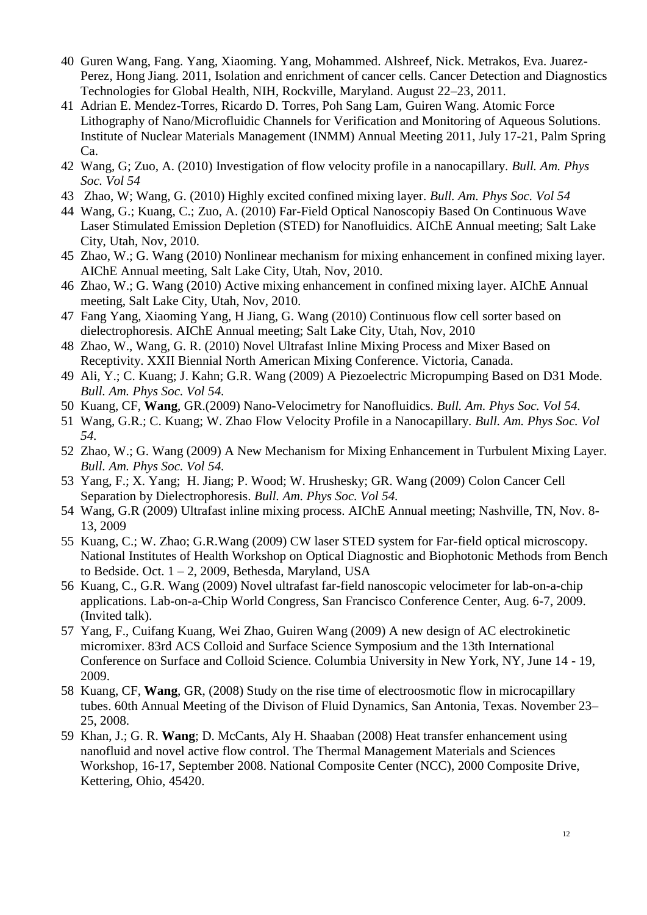40 Guren Wang, Fang. Yang, Xiaoming. Yang, Mohammed. Alshreef, Nick. Metrakos, Eva. Juarez-Perez, Hong Jiang. 2011, Isolation and enrichment of cancer cells. Cancer Detection and Diagnostics Technologies for Global Health, NIH, Rockville, Maryland. August 22–23, 2011.

41 Adrian E. Mendez-Torres, Ricardo D. Torres, Poh Sang Lam, Guiren Wang. Atomic Force Lithography of Nano/Microfluidic Channels for Verification and Monitoring of Aqueous Solutions. Institute of Nuclear Materials Management (INMM) Annual Meeting 2011, July 17-21, Palm Spring Ca.

42 Wang, G; Zuo, A. (2010) Investigation of flow velocity profile in a nanocapillary. *Bull. Am. Phys Soc. Vol 54*

43 Zhao, W; Wang, G. (2010) Highly excited confined mixing layer. *Bull. Am. Phys Soc. Vol 54*

44 Wang, G.; Kuang, C.; Zuo, A. (2010) Far-Field Optical Nanoscopiy Based On Continuous Wave Laser Stimulated Emission Depletion (STED) for Nanofluidics. AIChE Annual meeting; Salt Lake City, Utah, Nov, 2010.

45 Zhao, W.; G. Wang (2010) Nonlinear mechanism for mixing enhancement in confined mixing layer. AIChE Annual meeting, Salt Lake City, Utah, Nov, 2010.

46 Zhao, W.; G. Wang (2010) Active mixing enhancement in confined mixing layer. AIChE Annual meeting, Salt Lake City, Utah, Nov, 2010.

47 Fang Yang, Xiaoming Yang, H Jiang, G. Wang (2010) Continuous flow cell sorter based on dielectrophoresis. AIChE Annual meeting; Salt Lake City, Utah, Nov, 2010

48 Zhao, W., Wang, G. R. (2010) Novel Ultrafast Inline Mixing Process and Mixer Based on Receptivity. XXII Biennial North American Mixing Conference. Victoria, Canada.

49 Ali, Y.; C. Kuang; J. Kahn; G.R. Wang (2009) A Piezoelectric Micropumping Based on D31 Mode. *Bull. Am. Phys Soc. Vol 54.*

50 Kuang, CF, **Wang**, GR.(2009) Nano-Velocimetry for Nanofluidics. *Bull. Am. Phys Soc. Vol 54.*

51 Wang, G.R.; C. Kuang; W. Zhao Flow Velocity Profile in a Nanocapillary. *Bull. Am. Phys Soc. Vol 54.*

52 Zhao, W.; G. Wang (2009) A New Mechanism for Mixing Enhancement in Turbulent Mixing Layer. *Bull. Am. Phys Soc. Vol 54.*

53 Yang, F.; X. Yang; H. Jiang; P. Wood; W. Hrushesky; GR. Wang (2009) Colon Cancer Cell Separation by Dielectrophoresis. *Bull. Am. Phys Soc. Vol 54.*

54 Wang, G.R (2009) Ultrafast inline mixing process. AIChE Annual meeting; Nashville, TN, Nov. 8-13, 2009

55 Kuang, C.; W. Zhao; G.R.Wang (2009) CW laser STED system for Far-field optical microscopy. National Institutes of Health Workshop on Optical Diagnostic and Biophotonic Methods from Bench to Bedside. Oct. 1 – 2, 2009, Bethesda, Maryland, USA

56 Kuang, C., G.R. Wang (2009) Novel ultrafast far-field nanoscopic velocimeter for lab-on-a-chip applications. Lab-on-a-Chip World Congress, San Francisco Conference Center, Aug. 6-7, 2009. (Invited talk).

57 Yang, F., Cuifang Kuang, Wei Zhao, Guiren Wang (2009) A new design of AC electrokinetic micromixer. 83rd ACS Colloid and Surface Science Symposium and the 13th International Conference on Surface and Colloid Science. Columbia University in New York, NY, June 14 - 19, 2009.

58 Kuang, CF, **Wang**, GR, (2008) Study on the rise time of electroosmotic flow in microcapillary tubes. 60th Annual Meeting of the Divison of Fluid Dynamics, San Antonia, Texas. November 23–25, 2008.

59 Khan, J.; G. R. **Wang**; D. McCants, Aly H. Shaaban (2008) Heat transfer enhancement using nanofluid and novel active flow control. The Thermal Management Materials and Sciences Workshop, 16-17, September 2008. National Composite Center (NCC), 2000 Composite Drive, Kettering, Ohio, 45420.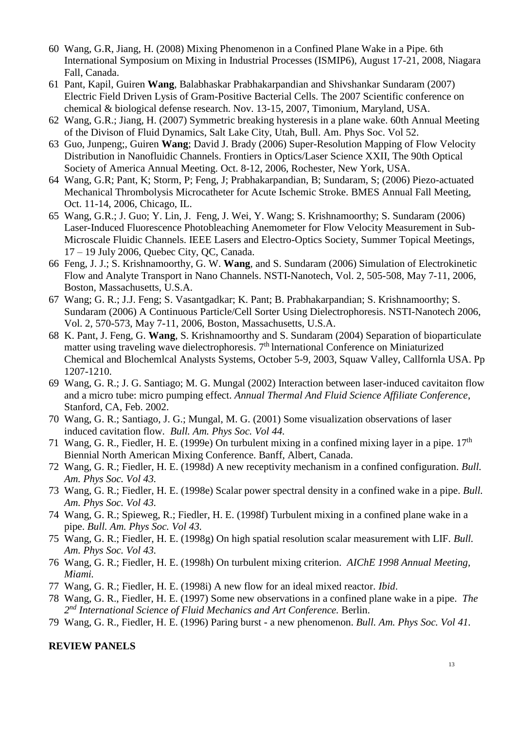60 Wang, G.R, Jiang, H. (2008) Mixing Phenomenon in a Confined Plane Wake in a Pipe. 6th International Symposium on Mixing in Industrial Processes (ISMIP6), August 17-21, 2008, Niagara Fall, Canada.

61 Pant, Kapil, Guiren **Wang**, Balabhaskar Prabhakarpandian and Shivshankar Sundaram (2007) Electric Field Driven Lysis of Gram-Positive Bacterial Cells. The 2007 Scientific conference on chemical & biological defense research. Nov. 13-15, 2007, Timonium, Maryland, USA.

62 Wang, G.R.; Jiang, H. (2007) Symmetric breaking hysteresis in a plane wake. 60th Annual Meeting of the Divison of Fluid Dynamics, Salt Lake City, Utah, Bull. Am. Phys Soc. Vol 52.

63 Guo, Junpeng;, Guiren **Wang**; David J. Brady (2006) Super-Resolution Mapping of Flow Velocity Distribution in Nanofluidic Channels. Frontiers in Optics/Laser Science XXII, The 90th Optical Society of America Annual Meeting. Oct. 8-12, 2006, Rochester, New York, USA.

64 Wang, G.R; Pant, K; Storm, P; Feng, J; Prabhakarpandian, B; Sundaram, S; (2006) Piezo-actuated Mechanical Thrombolysis Microcatheter for Acute Ischemic Stroke. BMES Annual Fall Meeting, Oct. 11-14, 2006, Chicago, IL.

65 Wang, G.R.; J. Guo; Y. Lin, J. Feng, J. Wei, Y. Wang; S. Krishnamoorthy; S. Sundaram (2006) Laser-Induced Fluorescence Photobleaching Anemometer for Flow Velocity Measurement in Sub-Microscale Fluidic Channels. IEEE Lasers and Electro-Optics Society, Summer Topical Meetings, 17 – 19 July 2006, Quebec City, QC, Canada.

66 Feng, J. J.; S. Krishnamoorthy, G. W. **Wang**, and S. Sundaram (2006) Simulation of Electrokinetic Flow and Analyte Transport in Nano Channels. NSTI-Nanotech, Vol. 2, 505-508, May 7-11, 2006, Boston, Massachusetts, U.S.A.

67 Wang; G. R.; J.J. Feng; S. Vasantgadkar; K. Pant; B. Prabhakarpandian; S. Krishnamoorthy; S. Sundaram (2006) A Continuous Particle/Cell Sorter Using Dielectrophoresis. NSTI-Nanotech 2006, Vol. 2, 570-573, May 7-11, 2006, Boston, Massachusetts, U.S.A.

68 K. Pant, J. Feng, G. **Wang**, S. Krishnamoorthy and S. Sundaram (2004) Separation of bioparticulate matter using traveling wave dielectrophoresis. 7th lnternational Conference on Miniaturized Chemical and Blochemlcal Analysts Systems, October 5-9, 2003, Squaw Valley, Callfornla USA. Pp 1207-1210.

69 Wang, G. R.; J. G. Santiago; M. G. Mungal (2002) Interaction between laser-induced cavitaiton flow and a micro tube: micro pumping effect. *Annual Thermal And Fluid Science Affiliate Conference*, Stanford, CA, Feb. 2002.

70 Wang, G. R.; Santiago, J. G.; Mungal, M. G. (2001) Some visualization observations of laser induced cavitation flow. *Bull. Am. Phys Soc. Vol 44*.

71 Wang, G. R., Fiedler, H. E. (1999e) On turbulent mixing in a confined mixing layer in a pipe. 17th Biennial North American Mixing Conference. Banff, Albert, Canada.

72 Wang, G. R.; Fiedler, H. E. (1998d) A new receptivity mechanism in a confined configuration. *Bull. Am. Phys Soc. Vol 43.*

73 Wang, G. R.; Fiedler, H. E. (1998e) Scalar power spectral density in a confined wake in a pipe. *Bull. Am. Phys Soc. Vol 43.*

74 Wang, G. R.; Spieweg, R.; Fiedler, H. E. (1998f) Turbulent mixing in a confined plane wake in a pipe. *Bull. Am. Phys Soc. Vol 43.*

75 Wang, G. R.; Fiedler, H. E. (1998g) On high spatial resolution scalar measurement with LIF. *Bull. Am. Phys Soc. Vol 43.*

76 Wang, G. R.; Fiedler, H. E. (1998h) On turbulent mixing criterion. *AIChE 1998 Annual Meeting, Miami.*

77 Wang, G. R.; Fiedler, H. E. (1998i) A new flow for an ideal mixed reactor. *Ibid*.

78 Wang, G. R., Fiedler, H. E. (1997) Some new observations in a confined plane wake in a pipe. *The 2nd International Science of Fluid Mechanics and Art Conference.* Berlin.

79 Wang, G. R., Fiedler, H. E. (1996) Paring burst - a new phenomenon. *Bull. Am. Phys Soc. Vol 41.*

## REVIEW PANELS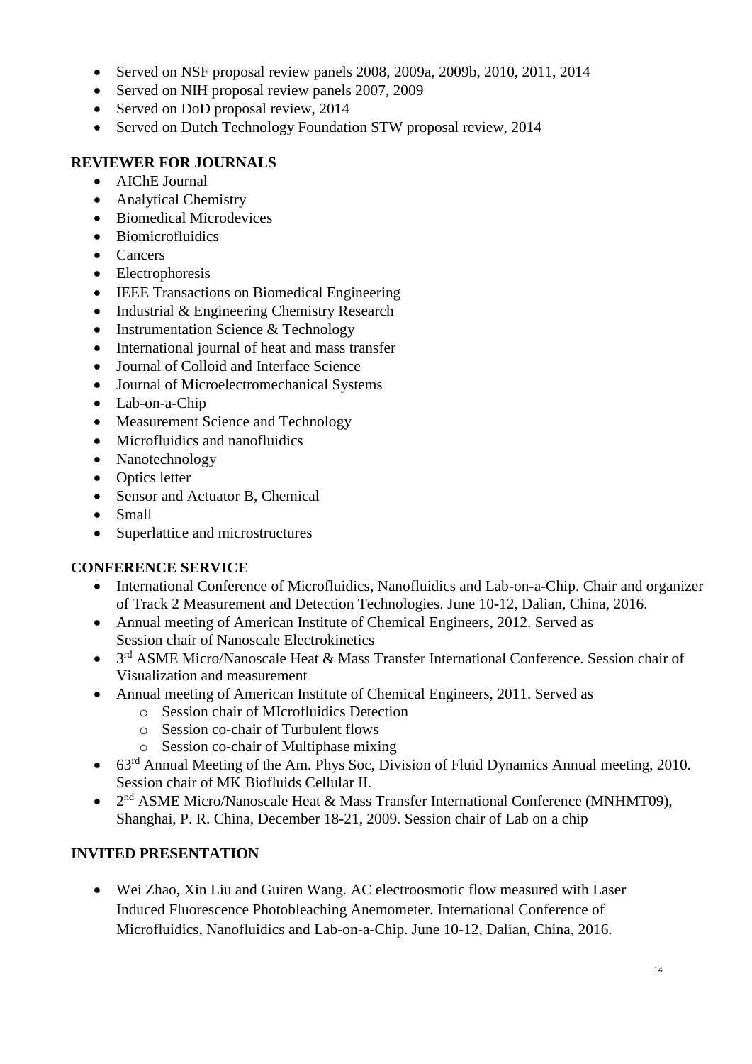- Served on NSF proposal review panels 2008, 2009a, 2009b, 2010, 2011, 2014
- Served on NIH proposal review panels 2007, 2009
- Served on DoD proposal review, 2014
- Served on Dutch Technology Foundation STW proposal review, 2014

**REVIEWER FOR JOURNALS**

- AIChE Journal
- Analytical Chemistry
- Biomedical Microdevices
- Biomicrofluidics
- Cancers
- Electrophoresis
- IEEE Transactions on Biomedical Engineering
- Industrial & Engineering Chemistry Research
- Instrumentation Science & Technology
- International journal of heat and mass transfer
- Journal of Colloid and Interface Science
- Journal of Microelectromechanical Systems
- Lab-on-a-Chip
- Measurement Science and Technology
- Microfluidics and nanofluidics
- Nanotechnology
- Optics letter
- Sensor and Actuator B, Chemical
- Small
- Superlattice and microstructures

**CONFERENCE SERVICE**

- International Conference of Microfluidics, Nanofluidics and Lab-on-a-Chip. Chair and organizer of Track 2 Measurement and Detection Technologies. June 10-12, Dalian, China, 2016.
- Annual meeting of American Institute of Chemical Engineers, 2012. Served as Session chair of Nanoscale Electrokinetics
- 3rd ASME Micro/Nanoscale Heat & Mass Transfer International Conference. Session chair of Visualization and measurement
- Annual meeting of American Institute of Chemical Engineers, 2011. Served as
  - Session chair of MIcrofluidics Detection
  - Session co-chair of Turbulent flows
  - Session co-chair of Multiphase mixing
- 63rd Annual Meeting of the Am. Phys Soc, Division of Fluid Dynamics Annual meeting, 2010. Session chair of MK Biofluids Cellular II.
- 2nd ASME Micro/Nanoscale Heat & Mass Transfer International Conference (MNHMT09), Shanghai, P. R. China, December 18-21, 2009. Session chair of Lab on a chip

**INVITED PRESENTATION**

- Wei Zhao, Xin Liu and Guiren Wang. AC electroosmotic flow measured with Laser Induced Fluorescence Photobleaching Anemometer. International Conference of Microfluidics, Nanofluidics and Lab-on-a-Chip. June 10-12, Dalian, China, 2016.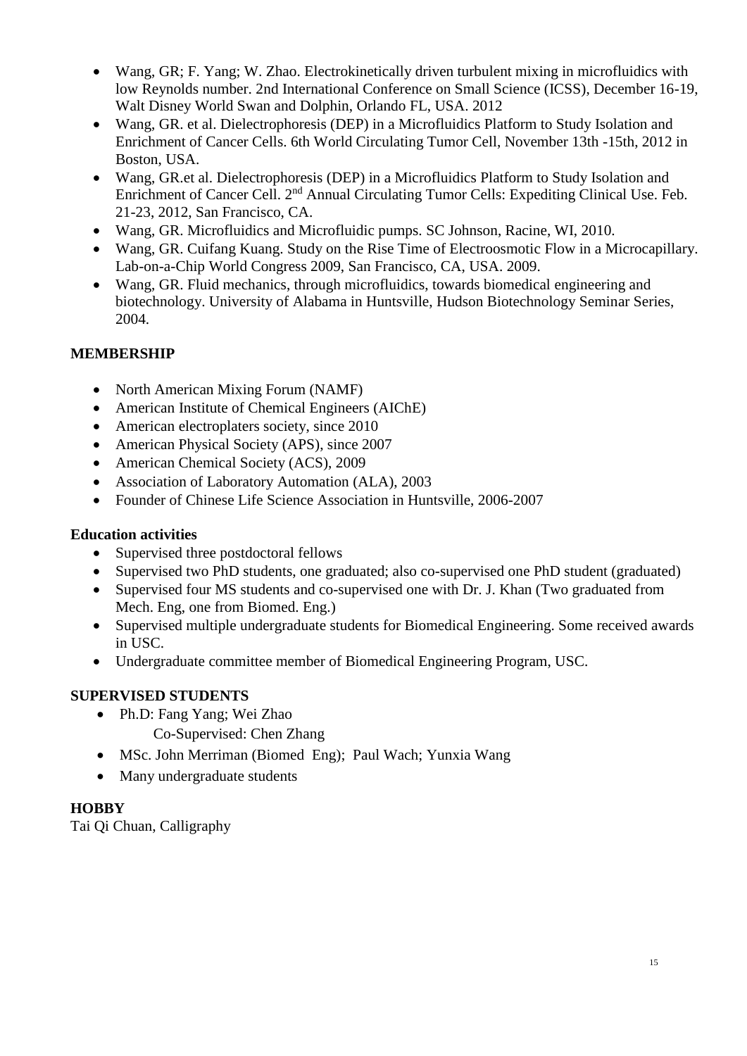- Wang, GR; F. Yang; W. Zhao. Electrokinetically driven turbulent mixing in microfluidics with low Reynolds number. 2nd International Conference on Small Science (ICSS), December 16-19, Walt Disney World Swan and Dolphin, Orlando FL, USA. 2012
- Wang, GR. et al. Dielectrophoresis (DEP) in a Microfluidics Platform to Study Isolation and Enrichment of Cancer Cells. 6th World Circulating Tumor Cell, November 13th -15th, 2012 in Boston, USA.
- Wang, GR.et al. Dielectrophoresis (DEP) in a Microfluidics Platform to Study Isolation and Enrichment of Cancer Cell. 2nd Annual Circulating Tumor Cells: Expediting Clinical Use. Feb. 21-23, 2012, San Francisco, CA.
- Wang, GR. Microfluidics and Microfluidic pumps. SC Johnson, Racine, WI, 2010.
- Wang, GR. Cuifang Kuang. Study on the Rise Time of Electroosmotic Flow in a Microcapillary. Lab-on-a-Chip World Congress 2009, San Francisco, CA, USA. 2009.
- Wang, GR. Fluid mechanics, through microfluidics, towards biomedical engineering and biotechnology. University of Alabama in Huntsville, Hudson Biotechnology Seminar Series, 2004.

**MEMBERSHIP**

- North American Mixing Forum (NAMF)
- American Institute of Chemical Engineers (AIChE)
- American electroplaters society, since 2010
- American Physical Society (APS), since 2007
- American Chemical Society (ACS), 2009
- Association of Laboratory Automation (ALA), 2003
- Founder of Chinese Life Science Association in Huntsville, 2006-2007

**Education activities**

- Supervised three postdoctoral fellows
- Supervised two PhD students, one graduated; also co-supervised one PhD student (graduated)
- Supervised four MS students and co-supervised one with Dr. J. Khan (Two graduated from Mech. Eng, one from Biomed. Eng.)
- Supervised multiple undergraduate students for Biomedical Engineering. Some received awards in USC.
- Undergraduate committee member of Biomedical Engineering Program, USC.

**SUPERVISED STUDENTS**

- Ph.D: Fang Yang; Wei Zhao
  Co-Supervised: Chen Zhang
- MSc. John Merriman (Biomed Eng); Paul Wach; Yunxia Wang
- Many undergraduate students

**HOBBY**

Tai Qi Chuan, Calligraphy